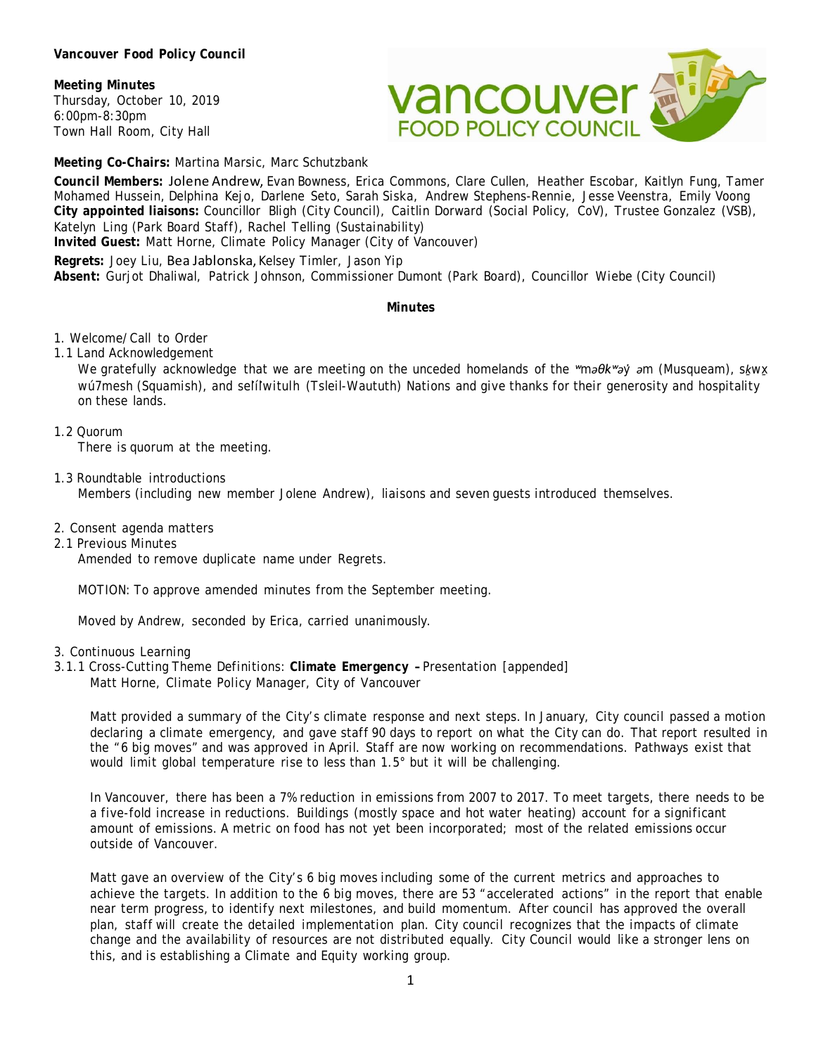**Vancouver Food Policy Council**

**Meeting Minutes**
Thursday, October 10, 2019
6:00pm-8:30pm
Town Hall Room, City Hall

**Meeting Co-Chairs:** Martina Marsic, Marc Schutzbank

**Council Members:** Jolene Andrew, Evan Bowness, Erica Commons, Clare Cullen, Heather Escobar, Kaitlyn Fung, Tamer Mohamed Hussein, Delphina Kejo, Darlene Seto, Sarah Siska, Andrew Stephens-Rennie, Jesse Veenstra, Emily Voong
**City appointed liaisons:** Councillor Bligh (City Council), Caitlin Dorward (Social Policy, CoV), Trustee Gonzalez (VSB), Katelyn Ling (Park Board Staff), Rachel Telling (Sustainability)
**Invited Guest:** Matt Horne, Climate Policy Manager (City of Vancouver)

**Regrets:** Joey Liu, Bea Jablonska, Kelsey Timler, Jason Yip
**Absent:** Gurjot Dhaliwal, Patrick Johnson, Commissioner Dumont (Park Board), Councillor Wiebe (City Council)

**Minutes**

1. Welcome/Call to Order

1.1 Land Acknowledgement

We gratefully acknowledge that we are meeting on the unceded homelands of the xʷməθkʷəy̓əm (Musqueam), sḵwx̱wú7mesh (Squamish), and səl̓ílwitulh (Tsleil-Waututh) Nations and give thanks for their generosity and hospitality on these lands.

1.2 Quorum

There is quorum at the meeting.

1.3 Roundtable introductions

Members (including new member Jolene Andrew), liaisons and seven guests introduced themselves.

2. Consent agenda matters

2.1 Previous Minutes

Amended to remove duplicate name under Regrets.

MOTION: To approve amended minutes from the September meeting.

Moved by Andrew, seconded by Erica, carried unanimously.

3. Continuous Learning

3.1.1 Cross-Cutting Theme Definitions: **Climate Emergency –** Presentation [appended]
Matt Horne, Climate Policy Manager, City of Vancouver

Matt provided a summary of the City's climate response and next steps. In January, City council passed a motion declaring a climate emergency, and gave staff 90 days to report on what the City can do. That report resulted in the "6 big moves" and was approved in April. Staff are now working on recommendations. Pathways exist that would limit global temperature rise to less than 1.5° but it will be challenging.

In Vancouver, there has been a 7% reduction in emissions from 2007 to 2017. To meet targets, there needs to be a five-fold increase in reductions. Buildings (mostly space and hot water heating) account for a significant amount of emissions. A metric on food has not yet been incorporated; most of the related emissions occur outside of Vancouver.

Matt gave an overview of the City's 6 big moves including some of the current metrics and approaches to achieve the targets. In addition to the 6 big moves, there are 53 "accelerated actions" in the report that enable near term progress, to identify next milestones, and build momentum. After council has approved the overall plan, staff will create the detailed implementation plan. City council recognizes that the impacts of climate change and the availability of resources are not distributed equally. City Council would like a stronger lens on this, and is establishing a Climate and Equity working group.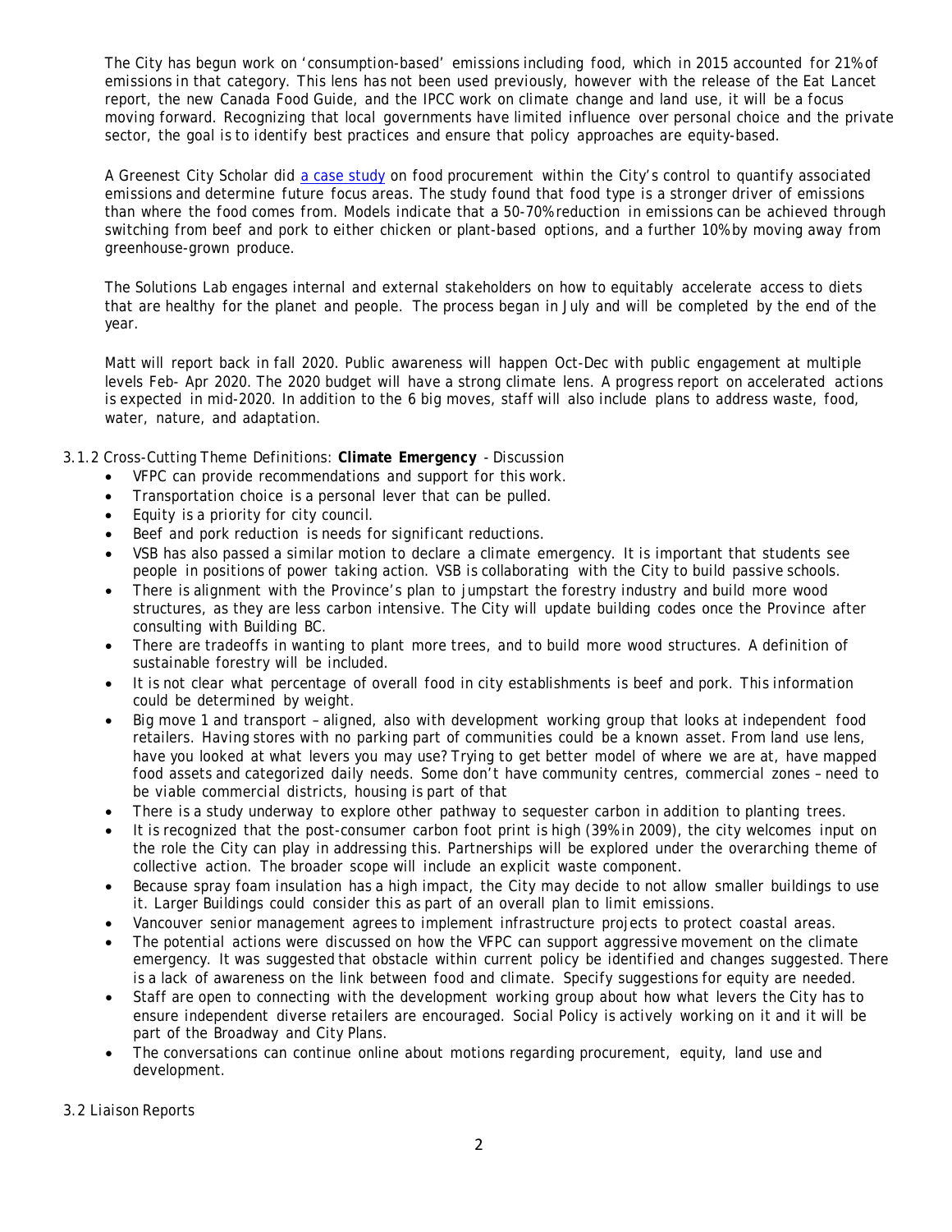The City has begun work on 'consumption-based' emissions including food, which in 2015 accounted for 21% of emissions in that category. This lens has not been used previously, however with the release of the Eat Lancet report, the new Canada Food Guide, and the IPCC work on climate change and land use, it will be a focus moving forward. Recognizing that local governments have limited influence over personal choice and the private sector, the goal is to identify best practices and ensure that policy approaches are equity-based.

A Greenest City Scholar did a case study on food procurement within the City's control to quantify associated emissions and determine future focus areas. The study found that food type is a stronger driver of emissions than where the food comes from. Models indicate that a 50-70% reduction in emissions can be achieved through switching from beef and pork to either chicken or plant-based options, and a further 10% by moving away from greenhouse-grown produce.

The Solutions Lab engages internal and external stakeholders on how to equitably accelerate access to diets that are healthy for the planet and people. The process began in July and will be completed by the end of the year.

Matt will report back in fall 2020. Public awareness will happen Oct-Dec with public engagement at multiple levels Feb- Apr 2020. The 2020 budget will have a strong climate lens. A progress report on accelerated actions is expected in mid-2020. In addition to the 6 big moves, staff will also include plans to address waste, food, water, nature, and adaptation.

3.1.2 Cross-Cutting Theme Definitions: **Climate Emergency** - Discussion

- VFPC can provide recommendations and support for this work.
- Transportation choice is a personal lever that can be pulled.
- Equity is a priority for city council.
- Beef and pork reduction is needs for significant reductions.
- VSB has also passed a similar motion to declare a climate emergency. It is important that students see people in positions of power taking action. VSB is collaborating with the City to build passive schools.
- There is alignment with the Province's plan to jumpstart the forestry industry and build more wood structures, as they are less carbon intensive. The City will update building codes once the Province after consulting with Building BC.
- There are tradeoffs in wanting to plant more trees, and to build more wood structures. A definition of sustainable forestry will be included.
- It is not clear what percentage of overall food in city establishments is beef and pork. This information could be determined by weight.
- Big move 1 and transport – aligned, also with development working group that looks at independent food retailers. Having stores with no parking part of communities could be a known asset. From land use lens, have you looked at what levers you may use? Trying to get better model of where we are at, have mapped food assets and categorized daily needs. Some don't have community centres, commercial zones – need to be viable commercial districts, housing is part of that
- There is a study underway to explore other pathway to sequester carbon in addition to planting trees.
- It is recognized that the post-consumer carbon foot print is high (39% in 2009), the city welcomes input on the role the City can play in addressing this. Partnerships will be explored under the overarching theme of collective action. The broader scope will include an explicit waste component.
- Because spray foam insulation has a high impact, the City may decide to not allow smaller buildings to use it. Larger Buildings could consider this as part of an overall plan to limit emissions.
- Vancouver senior management agrees to implement infrastructure projects to protect coastal areas.
- The potential actions were discussed on how the VFPC can support aggressive movement on the climate emergency. It was suggested that obstacle within current policy be identified and changes suggested. There is a lack of awareness on the link between food and climate. Specify suggestions for equity are needed.
- Staff are open to connecting with the development working group about how what levers the City has to ensure independent diverse retailers are encouraged. Social Policy is actively working on it and it will be part of the Broadway and City Plans.
- The conversations can continue online about motions regarding procurement, equity, land use and development.

3.2 Liaison Reports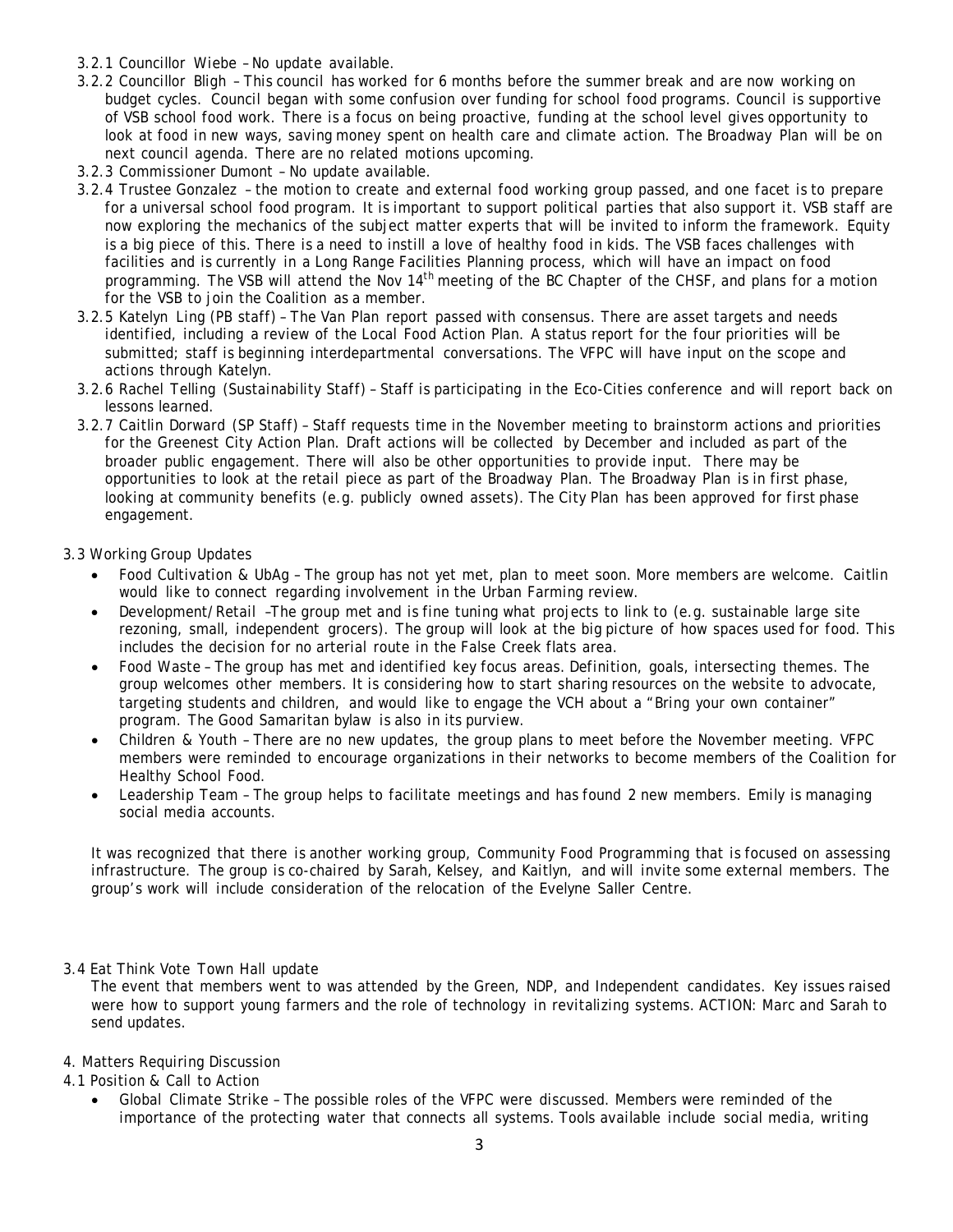3.2.1 Councillor Wiebe – No update available.

3.2.2 Councillor Bligh – This council has worked for 6 months before the summer break and are now working on budget cycles. Council began with some confusion over funding for school food programs. Council is supportive of VSB school food work. There is a focus on being proactive, funding at the school level gives opportunity to look at food in new ways, saving money spent on health care and climate action. The Broadway Plan will be on next council agenda. There are no related motions upcoming.

3.2.3 Commissioner Dumont – No update available.

3.2.4 Trustee Gonzalez – the motion to create and external food working group passed, and one facet is to prepare for a universal school food program. It is important to support political parties that also support it. VSB staff are now exploring the mechanics of the subject matter experts that will be invited to inform the framework. Equity is a big piece of this. There is a need to instill a love of healthy food in kids. The VSB faces challenges with facilities and is currently in a Long Range Facilities Planning process, which will have an impact on food programming. The VSB will attend the Nov 14th meeting of the BC Chapter of the CHSF, and plans for a motion for the VSB to join the Coalition as a member.

3.2.5 Katelyn Ling (PB staff) – The Van Plan report passed with consensus. There are asset targets and needs identified, including a review of the Local Food Action Plan. A status report for the four priorities will be submitted; staff is beginning interdepartmental conversations. The VFPC will have input on the scope and actions through Katelyn.

3.2.6 Rachel Telling (Sustainability Staff) – Staff is participating in the Eco-Cities conference and will report back on lessons learned.

3.2.7 Caitlin Dorward (SP Staff) – Staff requests time in the November meeting to brainstorm actions and priorities for the Greenest City Action Plan. Draft actions will be collected by December and included as part of the broader public engagement. There will also be other opportunities to provide input. There may be opportunities to look at the retail piece as part of the Broadway Plan. The Broadway Plan is in first phase, looking at community benefits (e.g. publicly owned assets). The City Plan has been approved for first phase engagement.

3.3 Working Group Updates

- Food Cultivation & UbAg – The group has not yet met, plan to meet soon. More members are welcome. Caitlin would like to connect regarding involvement in the Urban Farming review.
- Development/Retail –The group met and is fine tuning what projects to link to (e.g. sustainable large site rezoning, small, independent grocers). The group will look at the big picture of how spaces used for food. This includes the decision for no arterial route in the False Creek flats area.
- Food Waste – The group has met and identified key focus areas. Definition, goals, intersecting themes. The group welcomes other members. It is considering how to start sharing resources on the website to advocate, targeting students and children, and would like to engage the VCH about a "Bring your own container" program. The Good Samaritan bylaw is also in its purview.
- Children & Youth – There are no new updates, the group plans to meet before the November meeting. VFPC members were reminded to encourage organizations in their networks to become members of the Coalition for Healthy School Food.
- Leadership Team – The group helps to facilitate meetings and has found 2 new members. Emily is managing social media accounts.

It was recognized that there is another working group, Community Food Programming that is focused on assessing infrastructure. The group is co-chaired by Sarah, Kelsey, and Kaitlyn, and will invite some external members. The group's work will include consideration of the relocation of the Evelyne Saller Centre.

3.4 Eat Think Vote Town Hall update

The event that members went to was attended by the Green, NDP, and Independent candidates. Key issues raised were how to support young farmers and the role of technology in revitalizing systems. ACTION: Marc and Sarah to send updates.

4. Matters Requiring Discussion

4.1 Position & Call to Action

- Global Climate Strike – The possible roles of the VFPC were discussed. Members were reminded of the importance of the protecting water that connects all systems. Tools available include social media, writing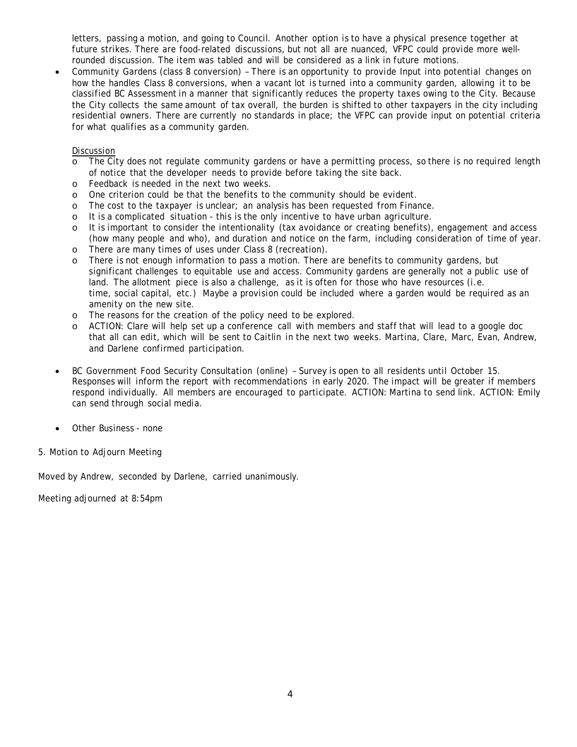letters, passing a motion, and going to Council. Another option is to have a physical presence together at future strikes. There are food-related discussions, but not all are nuanced, VFPC could provide more well-rounded discussion. The item was tabled and will be considered as a link in future motions.

- Community Gardens (class 8 conversion) – There is an opportunity to provide Input into potential changes on how the handles Class 8 conversions, when a vacant lot is turned into a community garden, allowing it to be classified BC Assessment in a manner that significantly reduces the property taxes owing to the City. Because the City collects the same amount of tax overall, the burden is shifted to other taxpayers in the city including residential owners. There are currently no standards in place; the VFPC can provide input on potential criteria for what qualifies as a community garden.

  Discussion

  - The City does not regulate community gardens or have a permitting process, so there is no required length of notice that the developer needs to provide before taking the site back.
  - Feedback is needed in the next two weeks.
  - One criterion could be that the benefits to the community should be evident.
  - The cost to the taxpayer is unclear; an analysis has been requested from Finance.
  - It is a complicated situation - this is the only incentive to have urban agriculture.
  - It is important to consider the intentionality (tax avoidance or creating benefits), engagement and access (how many people and who), and duration and notice on the farm, including consideration of time of year.
  - There are many times of uses under Class 8 (recreation).
  - There is not enough information to pass a motion. There are benefits to community gardens, but significant challenges to equitable use and access. Community gardens are generally not a public use of land. The allotment piece is also a challenge, as it is often for those who have resources (i.e. time, social capital, etc.) Maybe a provision could be included where a garden would be required as an amenity on the new site.
  - The reasons for the creation of the policy need to be explored.
  - ACTION: Clare will help set up a conference call with members and staff that will lead to a google doc that all can edit, which will be sent to Caitlin in the next two weeks. Martina, Clare, Marc, Evan, Andrew, and Darlene confirmed participation.

- BC Government Food Security Consultation (online) – Survey is open to all residents until October 15. Responses will inform the report with recommendations in early 2020. The impact will be greater if members respond individually. All members are encouraged to participate. ACTION: Martina to send link. ACTION: Emily can send through social media.

- Other Business - none

5. Motion to Adjourn Meeting

Moved by Andrew, seconded by Darlene, carried unanimously.

Meeting adjourned at 8:54pm